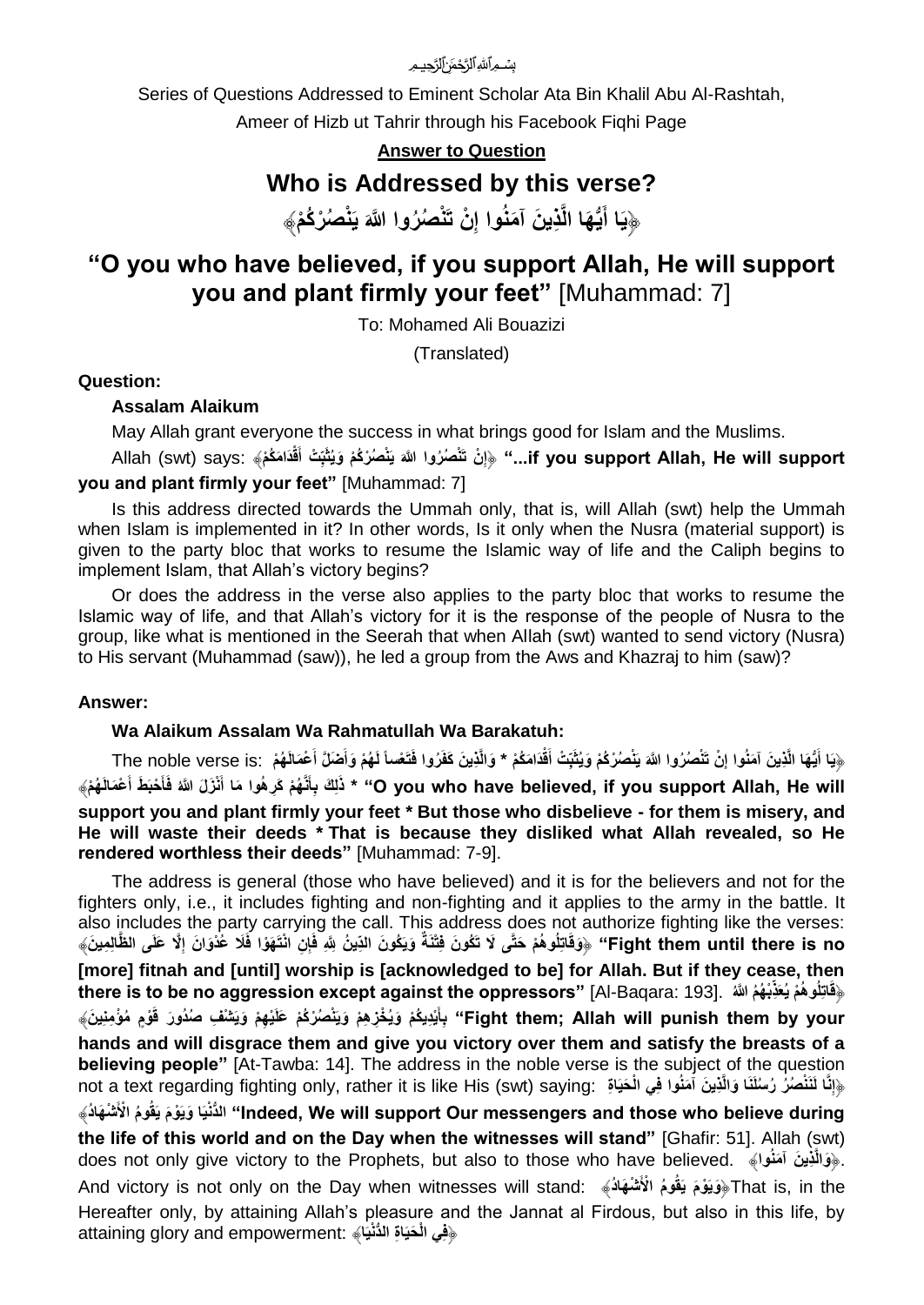بِسۡمِ ٱللَّهِ ٱلرَّحۡمَٰنِ ٱلرَّحِيمِ

Series of Questions Addressed to Eminent Scholar Ata Bin Khalil Abu Al-Rashtah,

Ameer of Hizb ut Tahrir through his Facebook Fiqhi Page

**Answer to Question**

# Who is Addressed by this verse?

# ﴿يَا أَيُّهَا الَّذِينَ آمَنُوا إِنْ تَنْصُرُوا اللَّهَ يَنْصُرْكُمْ﴾

# "O you who have believed, if you support Allah, He will support you and plant firmly your feet" [Muhammad: 7]

To: Mohamed Ali Bouazizi

(Translated)

**Question:**

**Assalam Alaikum**

May Allah grant everyone the success in what brings good for Islam and the Muslims.

Allah (swt) says: ﴿إِنْ تَنْصُرُوا اللهَ يَنْصُرْكُمْ وَيُثَبِّتْ أَقْدَامَكُمْ﴾ **"...if you support Allah, He will support you and plant firmly your feet"** [Muhammad: 7]

Is this address directed towards the Ummah only, that is, will Allah (swt) help the Ummah when Islam is implemented in it? In other words, Is it only when the Nusra (material support) is given to the party bloc that works to resume the Islamic way of life and the Caliph begins to implement Islam, that Allah's victory begins?

Or does the address in the verse also applies to the party bloc that works to resume the Islamic way of life, and that Allah's victory for it is the response of the people of Nusra to the group, like what is mentioned in the Seerah that when Allah (swt) wanted to send victory (Nusra) to His servant (Muhammad (saw)), he led a group from the Aws and Khazraj to him (saw)?

**Answer:**

**Wa Alaikum Assalam Wa Rahmatullah Wa Barakatuh:**

The noble verse is: ﴿يَا أَيُّهَا الَّذِينَ آمَنُوا إِنْ تَنْصُرُوا اللَّهَ يَنْصُرْكُمْ وَيُثَبِّتْ أَقْدَامَكُمْ * وَالَّذِينَ كَفَرُوا فَتَعْساً لَهُمْ وَأَضَلَّ أَعْمَالَهُمْ * ذَلِكَ بِأَنَّهُمْ كَرِهُوا مَا أَنْزَلَ اللهُ فَأَحْبَطَ أَعْمَالَهُمْ﴾ **"O you who have believed, if you support Allah, He will support you and plant firmly your feet * But those who disbelieve - for them is misery, and He will waste their deeds * That is because they disliked what Allah revealed, so He rendered worthless their deeds"** [Muhammad: 7-9].

The address is general (those who have believed) and it is for the believers and not for the fighters only, i.e., it includes fighting and non-fighting and it applies to the army in the battle. It also includes the party carrying the call. This address does not authorize fighting like the verses: ﴿وَقَاتِلُوهُمْ حَتَّى لَا تَكُونَ فِتْنَةٌ وَيَكُونَ الدِّينُ لِلَّهِ فَإِنِ انْتَهَوْا فَلَا عُدْوَانَ إِلَّا عَلَى الظَّالِمِينَ﴾ **"Fight them until there is no [more] fitnah and [until] worship is [acknowledged to be] for Allah. But if they cease, then there is to be no aggression except against the oppressors"** [Al-Baqara: 193]. ﴿قَاتِلُوهُمْ يُعَذِّبْهُمُ اللَّهُ بِأَيْدِيكُمْ وَيُخْزِهِمْ وَيَنْصُرْكُمْ عَلَيْهِمْ وَيَشْفِ صُدُورَ قَوْمٍ مُؤْمِنِينَ﴾ **"Fight them; Allah will punish them by your hands and will disgrace them and give you victory over them and satisfy the breasts of a believing people"** [At-Tawba: 14]. The address in the noble verse is the subject of the question not a text regarding fighting only, rather it is like His (swt) saying: ﴿إِنَّا لَنَنْصُرُ رُسُلَنَا وَالَّذِينَ آمَنُوا فِي الْحَيَاةِ الدُّنْيَا وَيَوْمَ يَقُومُ الْأَشْهَادُ﴾ **"Indeed, We will support Our messengers and those who believe during the life of this world and on the Day when the witnesses will stand"** [Ghafir: 51]. Allah (swt) does not only give victory to the Prophets, but also to those who have believed. ﴿وَالَّذِينَ آمَنُوا﴾. And victory is not only on the Day when witnesses will stand: ﴿وَيَوْمَ يَقُومُ الْأَشْهَادُ﴾ That is, in the Hereafter only, by attaining Allah's pleasure and the Jannat al Firdous, but also in this life, by attaining glory and empowerment: ﴿فِي الْحَيَاةِ الدُّنْيَا﴾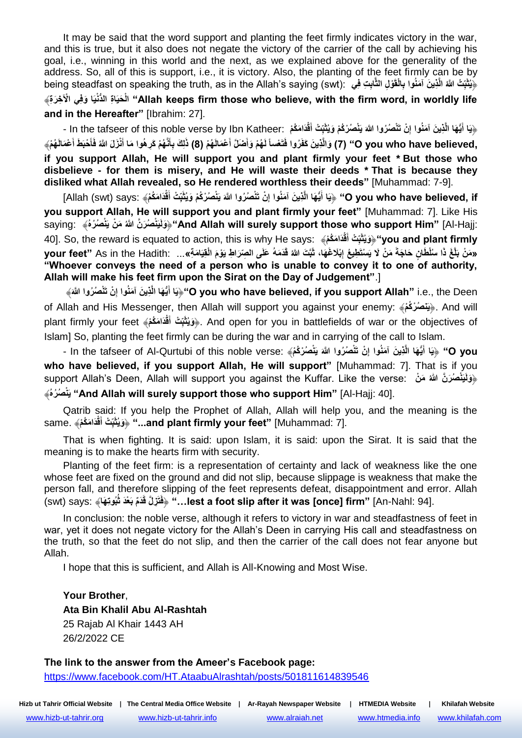It may be said that the word support and planting the feet firmly indicates victory in the war, and this is true, but it also does not negate the victory of the carrier of the call by achieving his goal, i.e., winning in this world and the next, as we explained above for the generality of the address. So, all of this is support, i.e., it is victory. Also, the planting of the feet firmly can be by being steadfast on speaking the truth, as in the Allah's saying (swt): ﴿يُثَبِّتُ اللَّهُ الَّذِينَ آمَنُوا بِالْقَوْلِ الثَّابِتِ فِي الْحَيَاةِ الدُّنْيَا وَفِي الْآخِرَةِ﴾ **"Allah keeps firm those who believe, with the firm word, in worldly life and in the Hereafter"** [Ibrahim: 27].

- In the tafseer of this noble verse by Ibn Katheer: ﴿يَا أَيُّهَا الَّذِينَ آمَنُوا إِنْ تَنْصُرُوا اللَّهَ يَنْصُرْكُمْ وَيُثَبِّتْ أَقْدَامَكُمْ (7) وَالَّذِينَ كَفَرُوا فَتَعْساً لَهُمْ وَأَضَلَّ أَعْمَالَهُمْ (8) ذَلِكَ بِأَنَّهُمْ كَرِهُوا مَا أَنْزَلَ اللَّهُ فَأَحْبَطَ أَعْمَالَهُمْ﴾ **"O you who have believed, if you support Allah, He will support you and plant firmly your feet * But those who disbelieve - for them is misery, and He will waste their deeds * That is because they disliked what Allah revealed, so He rendered worthless their deeds"** [Muhammad: 7-9].

[Allah (swt) says: ﴿يَا أَيُّهَا الَّذِينَ آمَنُوا إِنْ تَنْصُرُوا اللَّهَ يَنْصُرْكُمْ وَيُثَبِّتْ أَقْدَامَكُمْ﴾ **"O you who have believed, if you support Allah, He will support you and plant firmly your feet"** [Muhammad: 7]. Like His saying: ﴿وَلَيَنْصُرَنَّ اللَّهُ مَنْ يَنْصُرُهُ﴾ **"And Allah will surely support those who support Him"** [Al-Hajj: 40]. So, the reward is equated to action, this is why He says: ﴿وَيُثَبِّتْ أَقْدَامَكُمْ﴾ **"you and plant firmly your feet"** As in the Hadith: ...«مَنْ بَلَّغَ ذَا سُلْطَانٍ حَاجَةَ مَنْ لَا يَسْتَطِيعُ إِبْلَاغَهَا، ثَبَّتَ اللَّهُ قَدَمَهُ عَلَى الصِّرَاطِ يَوْمَ الْقِيَامَةِ» **"Whoever conveys the need of a person who is unable to convey it to one of authority, Allah will make his feet firm upon the Sirat on the Day of Judgement"**.]

﴿يَا أَيُّهَا الَّذِينَ آمَنُوا إِنْ تَنْصُرُوا اللَّهَ﴾ **"O you who have believed, if you support Allah"** i.e., the Deen of Allah and His Messenger, then Allah will support you against your enemy: ﴿يَنْصُرْكُمْ﴾. And will plant firmly your feet ﴿وَيُثَبِّتْ أَقْدَامَكُمْ﴾. And open for you in battlefields of war or the objectives of Islam] So, planting the feet firmly can be during the war and in carrying of the call to Islam.

- In the tafseer of Al-Qurtubi of this noble verse: ﴿يَا أَيُّهَا الَّذِينَ آمَنُوا إِنْ تَنْصُرُوا اللَّهَ يَنْصُرْكُمْ﴾ **"O you who have believed, if you support Allah, He will support"** [Muhammad: 7]. That is if you support Allah's Deen, Allah will support you against the Kuffar. Like the verse: ﴿وَلَيَنْصُرَنَّ اللَّهُ مَنْ يَنْصُرُهُ﴾ **"And Allah will surely support those who support Him"** [Al-Hajj: 40].

Qatrib said: If you help the Prophet of Allah, Allah will help you, and the meaning is the same. ﴿وَيُثَبِّتْ أَقْدَامَكُمْ﴾ **"...and plant firmly your feet"** [Muhammad: 7].

That is when fighting. It is said: upon Islam, it is said: upon the Sirat. It is said that the meaning is to make the hearts firm with security.

Planting of the feet firm: is a representation of certainty and lack of weakness like the one whose feet are fixed on the ground and did not slip, because slippage is weakness that make the person fall, and therefore slipping of the feet represents defeat, disappointment and error. Allah (swt) says: ﴿فَتَزِلَّ قَدَمٌ بَعْدَ ثُبُوتِهَا﴾ **"…lest a foot slip after it was [once] firm"** [An-Nahl: 94].

In conclusion: the noble verse, although it refers to victory in war and steadfastness of feet in war, yet it does not negate victory for the Allah's Deen in carrying His call and steadfastness on the truth, so that the feet do not slip, and then the carrier of the call does not fear anyone but Allah.

I hope that this is sufficient, and Allah is All-Knowing and Most Wise.

**Your Brother**,
**Ata Bin Khalil Abu Al-Rashtah**
25 Rajab Al Khair 1443 AH
26/2/2022 CE

**The link to the answer from the Ameer's Facebook page:**
https://www.facebook.com/HT.AtaabuAlrashtah/posts/501811614839546